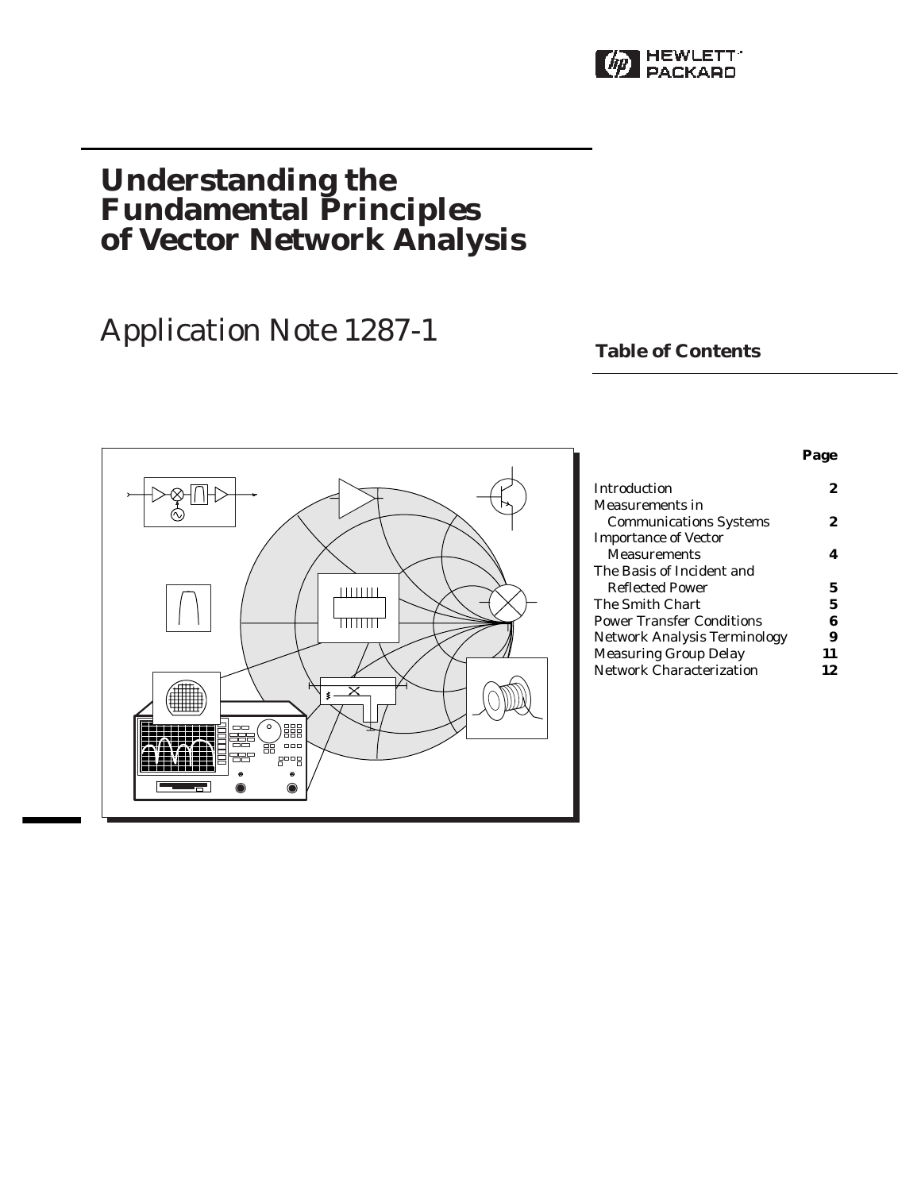# Understanding the Fundamental Principles of Vector Network Analysis

Application Note 1287-1

## Table of Contents

| | Page |
|---|---|
| Introduction | **2** |
| Measurements in Communications Systems | **2** |
| Importance of Vector Measurements | **4** |
| The Basis of Incident and Reflected Power | **5** |
| The Smith Chart | **5** |
| Power Transfer Conditions | **6** |
| Network Analysis Terminology | **9** |
| Measuring Group Delay | **11** |
| Network Characterization | **12** |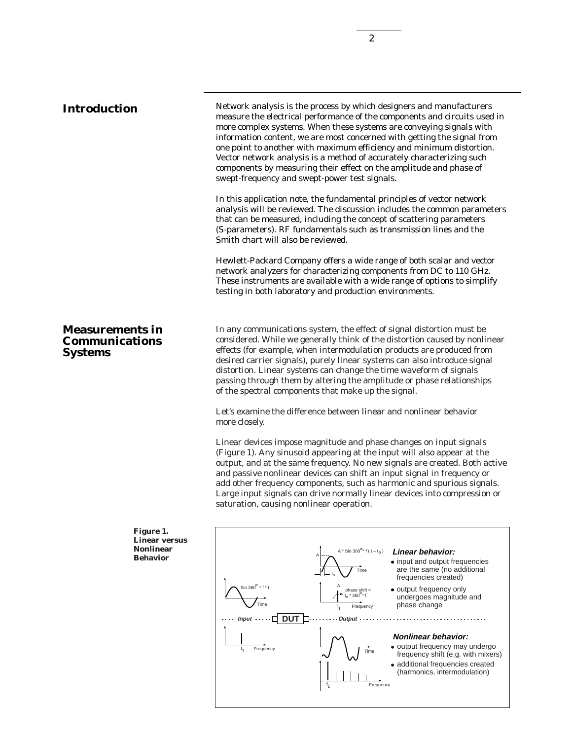## Introduction

Network analysis is the process by which designers and manufacturers measure the electrical performance of the components and circuits used in more complex systems. When these systems are conveying signals with information content, we are most concerned with getting the signal from one point to another with maximum efficiency and minimum distortion. Vector network analysis is a method of accurately characterizing such components by measuring their effect on the amplitude and phase of swept-frequency and swept-power test signals.

In this application note, the fundamental principles of vector network analysis will be reviewed. The discussion includes the common parameters that can be measured, including the concept of scattering parameters (S-parameters). RF fundamentals such as transmission lines and the Smith chart will also be reviewed.

Hewlett-Packard Company offers a wide range of both scalar and vector network analyzers for characterizing components from DC to 110 GHz. These instruments are available with a wide range of options to simplify testing in both laboratory and production environments.

## Measurements in Communications Systems

In any communications system, the effect of signal distortion must be considered. While we generally think of the distortion caused by nonlinear effects (for example, when intermodulation products are produced from desired carrier signals), purely linear systems can also introduce signal distortion. Linear systems can change the time waveform of signals passing through them by altering the amplitude or phase relationships of the spectral components that make up the signal.

Let's examine the difference between linear and nonlinear behavior more closely.

Linear devices impose magnitude and phase changes on input signals (Figure 1). Any sinusoid appearing at the input will also appear at the output, and at the same frequency. No new signals are created. Both active and passive nonlinear devices can shift an input signal in frequency or add other frequency components, such as harmonic and spurious signals. Large input signals can drive normally linear devices into compression or saturation, causing nonlinear operation.

**Figure 1. Linear versus Nonlinear Behavior**

Input: $\sin 360^\circ * f * t$ → **DUT** → Output: $A * \sin 360^\circ * f(t - t_o)$; phase shift = $t_o * 360^\circ * f$

***Linear behavior:***
- input and output frequencies are the same (no additional frequencies created)
- output frequency only undergoes magnitude and phase change

***Nonlinear behavior:***
- output frequency may undergo frequency shift (e.g. with mixers)
- additional frequencies created (harmonics, intermodulation)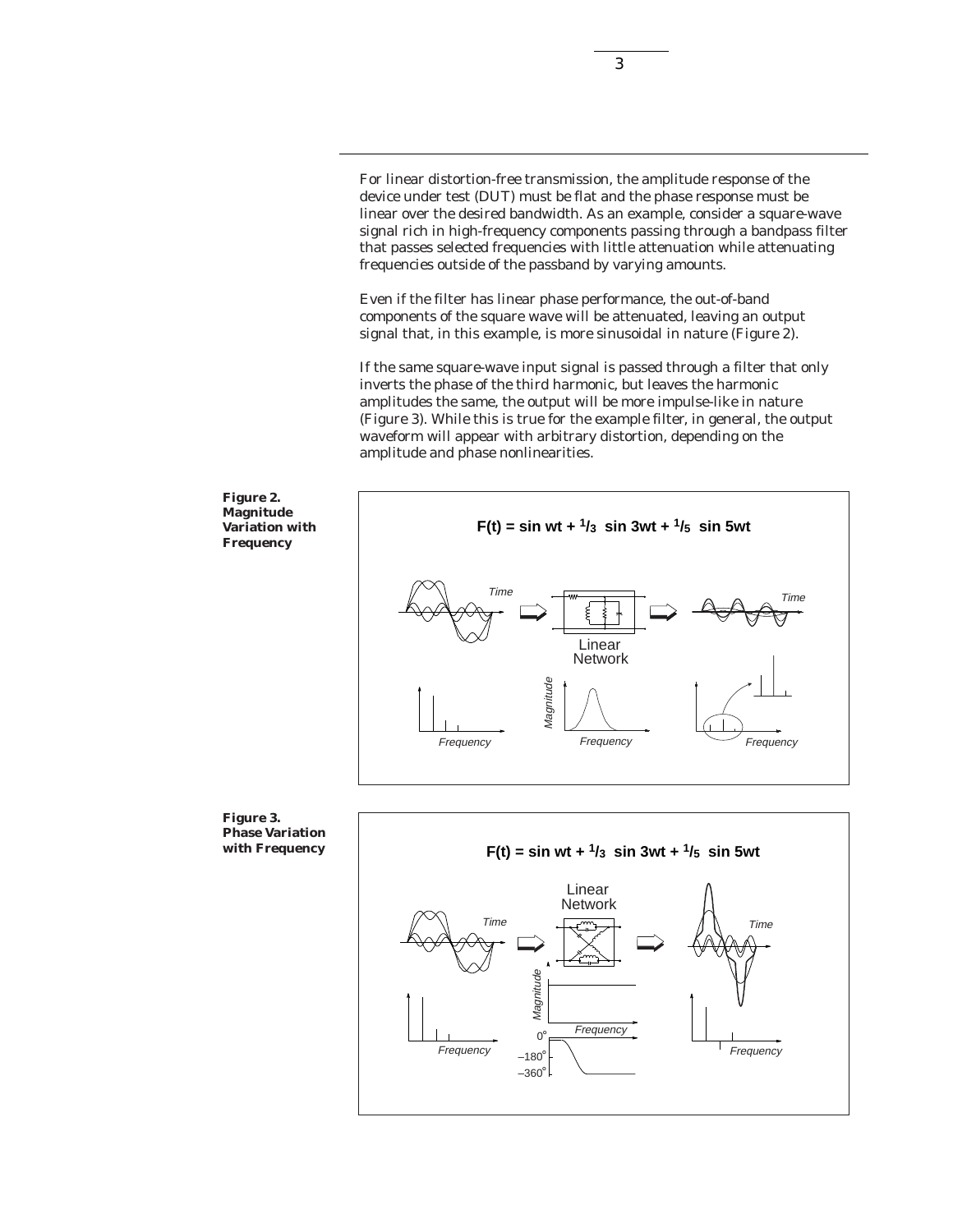For linear distortion-free transmission, the amplitude response of the device under test (DUT) must be flat and the phase response must be linear over the desired bandwidth. As an example, consider a square-wave signal rich in high-frequency components passing through a bandpass filter that passes selected frequencies with little attenuation while attenuating frequencies outside of the passband by varying amounts.

Even if the filter has linear phase performance, the out-of-band components of the square wave will be attenuated, leaving an output signal that, in this example, is more sinusoidal in nature (Figure 2).

If the same square-wave input signal is passed through a filter that only inverts the phase of the third harmonic, but leaves the harmonic amplitudes the same, the output will be more impulse-like in nature (Figure 3). While this is true for the example filter, in general, the output waveform will appear with arbitrary distortion, depending on the amplitude and phase nonlinearities.

**Figure 2. Magnitude Variation with Frequency**

$$F(t) = \sin wt + {}^{1}/_{3} \sin 3wt + {}^{1}/_{5} \sin 5wt$$

**Figure 3. Phase Variation with Frequency**

$$F(t) = \sin wt + {}^{1}/_{3} \sin 3wt + {}^{1}/_{5} \sin 5wt$$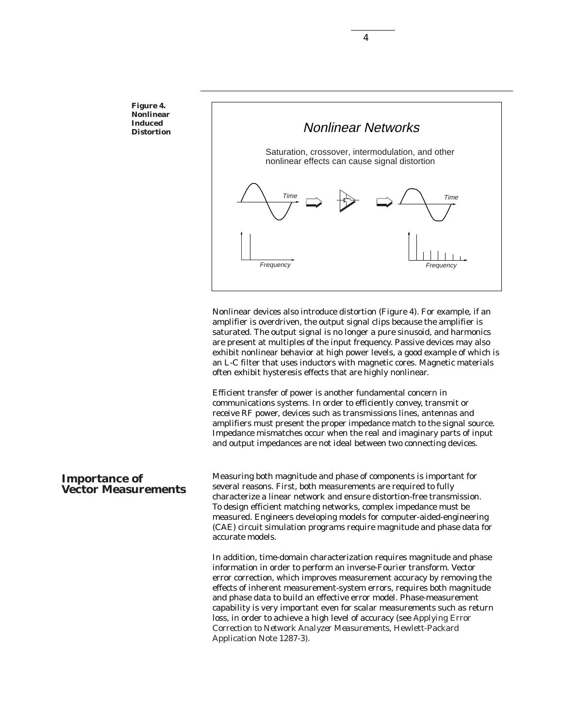**Figure 4. Nonlinear Induced Distortion**

*Nonlinear Networks*

Saturation, crossover, intermodulation, and other nonlinear effects can cause signal distortion

Nonlinear devices also introduce distortion (Figure 4). For example, if an amplifier is overdriven, the output signal clips because the amplifier is saturated. The output signal is no longer a pure sinusoid, and harmonics are present at multiples of the input frequency. Passive devices may also exhibit nonlinear behavior at high power levels, a good example of which is an L-C filter that uses inductors with magnetic cores. Magnetic materials often exhibit hysteresis effects that are highly nonlinear.

Efficient transfer of power is another fundamental concern in communications systems. In order to efficiently convey, transmit or receive RF power, devices such as transmissions lines, antennas and amplifiers must present the proper impedance match to the signal source. Impedance mismatches occur when the real and imaginary parts of input and output impedances are not ideal between two connecting devices.

## Importance of Vector Measurements

Measuring both magnitude and phase of components is important for several reasons. First, both measurements are required to fully characterize a linear network and ensure distortion-free transmission. To design efficient matching networks, complex impedance must be measured. Engineers developing models for computer-aided-engineering (CAE) circuit simulation programs require magnitude and phase data for accurate models.

In addition, time-domain characterization requires magnitude and phase information in order to perform an inverse-Fourier transform. Vector error correction, which improves measurement accuracy by removing the effects of inherent measurement-system errors, requires both magnitude and phase data to build an effective error model. Phase-measurement capability is very important even for scalar measurements such as return loss, in order to achieve a high level of accuracy (see *Applying Error Correction to Network Analyzer Measurements*, Hewlett-Packard Application Note 1287-3).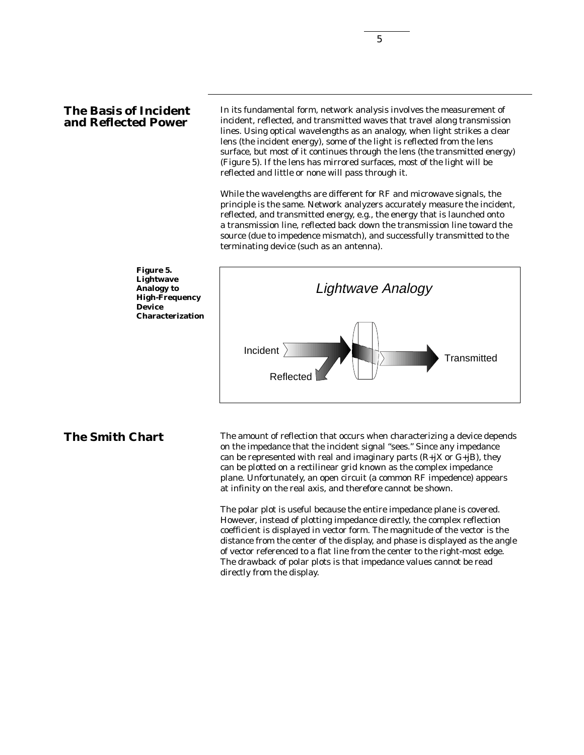## The Basis of Incident and Reflected Power

In its fundamental form, network analysis involves the measurement of incident, reflected, and transmitted waves that travel along transmission lines. Using optical wavelengths as an analogy, when light strikes a clear lens (the incident energy), some of the light is reflected from the lens surface, but most of it continues through the lens (the transmitted energy) (Figure 5). If the lens has mirrored surfaces, most of the light will be reflected and little or none will pass through it.

While the wavelengths are different for RF and microwave signals, the principle is the same. Network analyzers accurately measure the incident, reflected, and transmitted energy, e.g., the energy that is launched onto a transmission line, reflected back down the transmission line toward the source (due to impedence mismatch), and successfully transmitted to the terminating device (such as an antenna).

**Figure 5. Lightwave Analogy to High-Frequency Device Characterization**

## The Smith Chart

The amount of reflection that occurs when characterizing a device depends on the impedance that the incident signal "sees." Since any impedance can be represented with real and imaginary parts (R+jX or G+jB), they can be plotted on a rectilinear grid known as the complex impedance plane. Unfortunately, an open circuit (a common RF impedence) appears at infinity on the real axis, and therefore cannot be shown.

The polar plot is useful because the entire impedance plane is covered. However, instead of plotting impedance directly, the complex reflection coefficient is displayed in vector form. The magnitude of the vector is the distance from the center of the display, and phase is displayed as the angle of vector referenced to a flat line from the center to the right-most edge. The drawback of polar plots is that impedance values cannot be read directly from the display.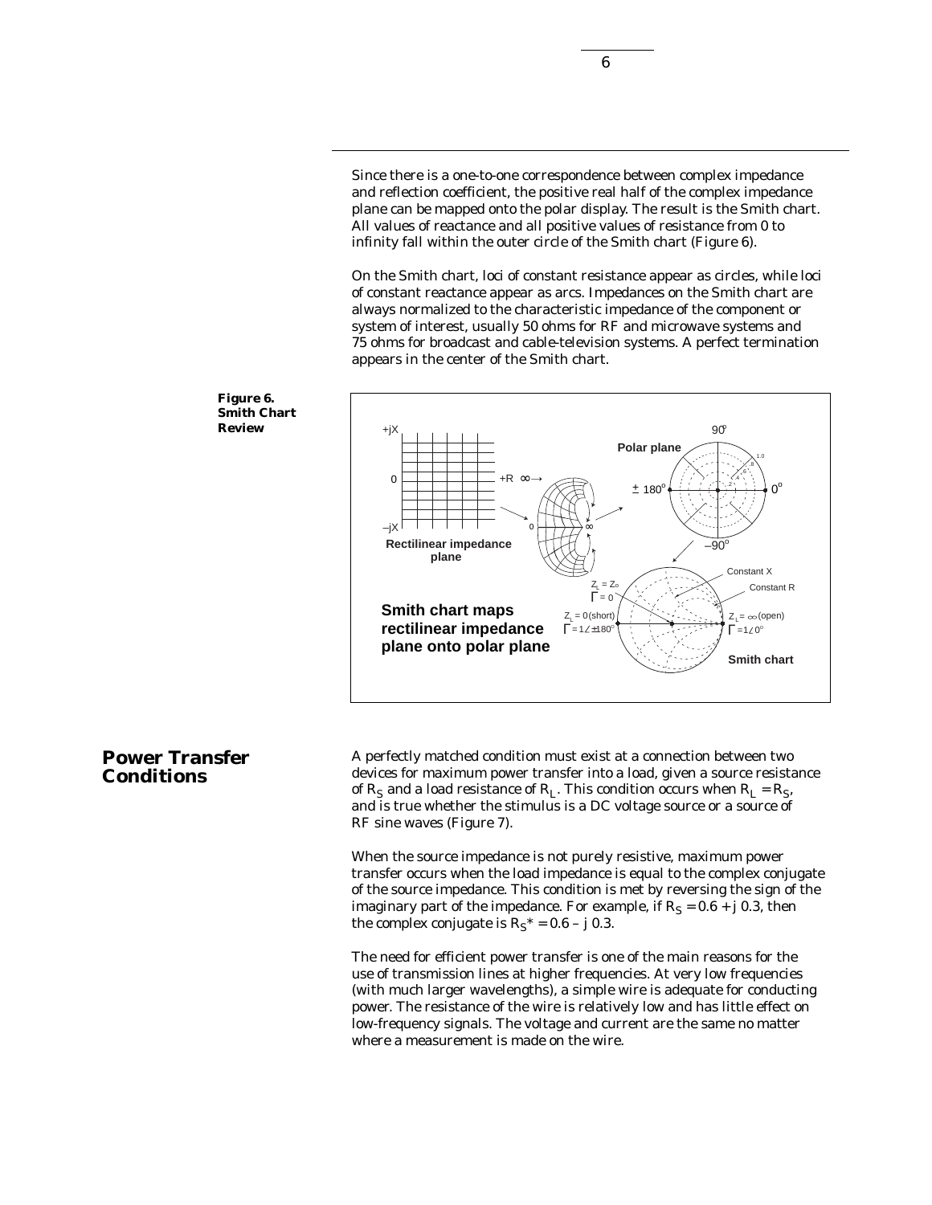Since there is a one-to-one correspondence between complex impedance and reflection coefficient, the positive real half of the complex impedance plane can be mapped onto the polar display. The result is the Smith chart. All values of reactance and all positive values of resistance from 0 to infinity fall within the outer circle of the Smith chart (Figure 6).

On the Smith chart, loci of constant resistance appear as circles, while loci of constant reactance appear as arcs. Impedances on the Smith chart are always normalized to the characteristic impedance of the component or system of interest, usually 50 ohms for RF and microwave systems and 75 ohms for broadcast and cable-television systems. A perfect termination appears in the center of the Smith chart.

**Figure 6. Smith Chart Review**

## Power Transfer Conditions

A perfectly matched condition must exist at a connection between two devices for maximum power transfer into a load, given a source resistance of $R_S$ and a load resistance of $R_L$. This condition occurs when $R_L = R_S$, and is true whether the stimulus is a DC voltage source or a source of RF sine waves (Figure 7).

When the source impedance is not purely resistive, maximum power transfer occurs when the load impedance is equal to the complex conjugate of the source impedance. This condition is met by reversing the sign of the imaginary part of the impedance. For example, if $R_S = 0.6 + j\ 0.3$, then the complex conjugate is $R_S{}^* = 0.6 - j\ 0.3$.

The need for efficient power transfer is one of the main reasons for the use of transmission lines at higher frequencies. At very low frequencies (with much larger wavelengths), a simple wire is adequate for conducting power. The resistance of the wire is relatively low and has little effect on low-frequency signals. The voltage and current are the same no matter where a measurement is made on the wire.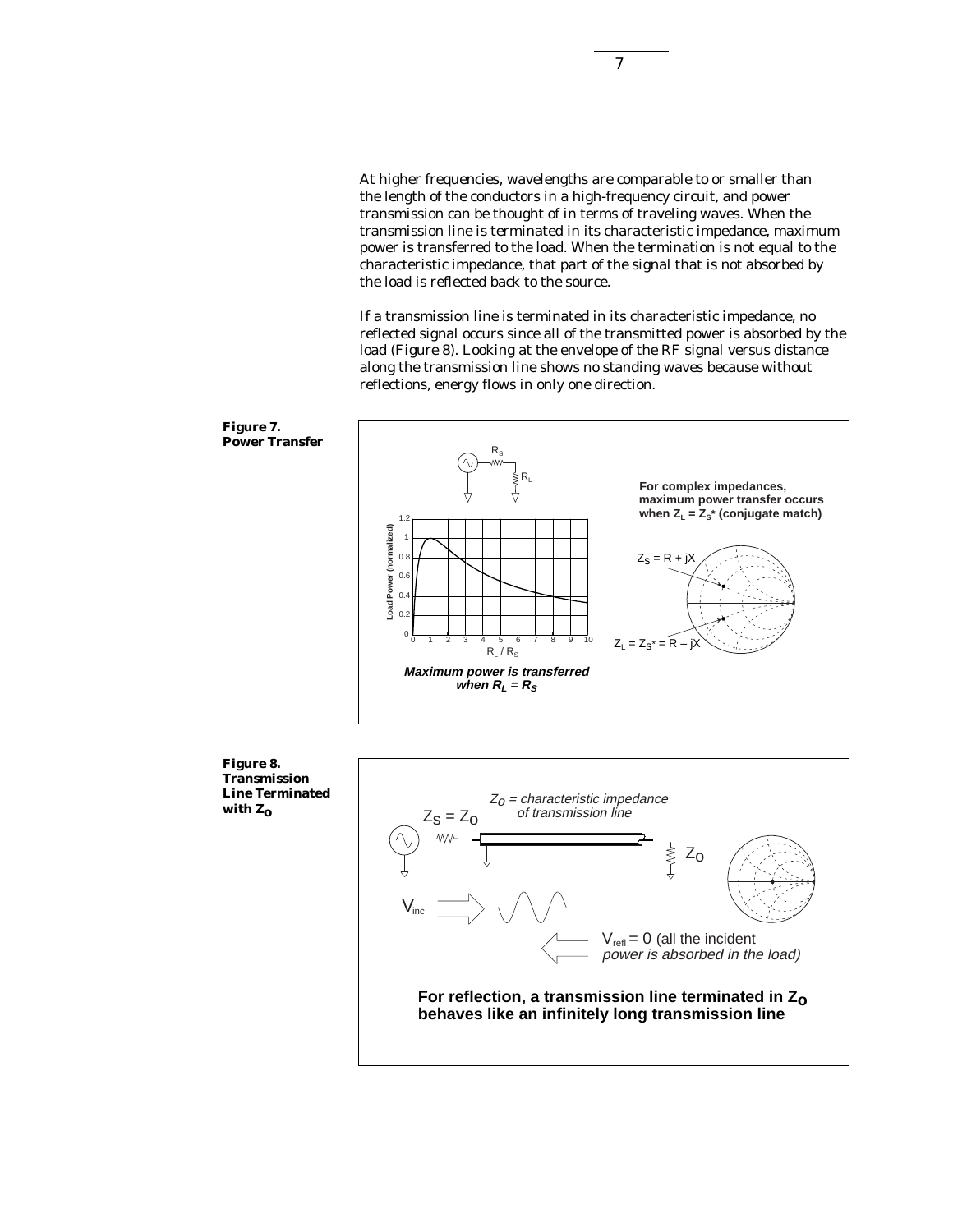At higher frequencies, wavelengths are comparable to or smaller than the length of the conductors in a high-frequency circuit, and power transmission can be thought of in terms of traveling waves. When the transmission line is terminated in its characteristic impedance, maximum power is transferred to the load. When the termination is not equal to the characteristic impedance, that part of the signal that is not absorbed by the load is reflected back to the source.

If a transmission line is terminated in its characteristic impedance, no reflected signal occurs since all of the transmitted power is absorbed by the load (Figure 8). Looking at the envelope of the RF signal versus distance along the transmission line shows no standing waves because without reflections, energy flows in only one direction.

**Figure 7. Power Transfer**

*Maximum power is transferred when $R_L = R_S$*

**For complex impedances, maximum power transfer occurs when $Z_L = Z_S^*$ (conjugate match)**

$Z_S = R + jX$

$Z_L = Z_S^* = R - jX$

**Figure 8. Transmission Line Terminated with $Z_O$**

$Z_S = Z_O$

*$Z_O$ = characteristic impedance of transmission line*

$V_{inc}$

$V_{refl} = 0$ (all the incident *power is absorbed in the load)*

**For reflection, a transmission line terminated in $Z_O$ behaves like an infinitely long transmission line**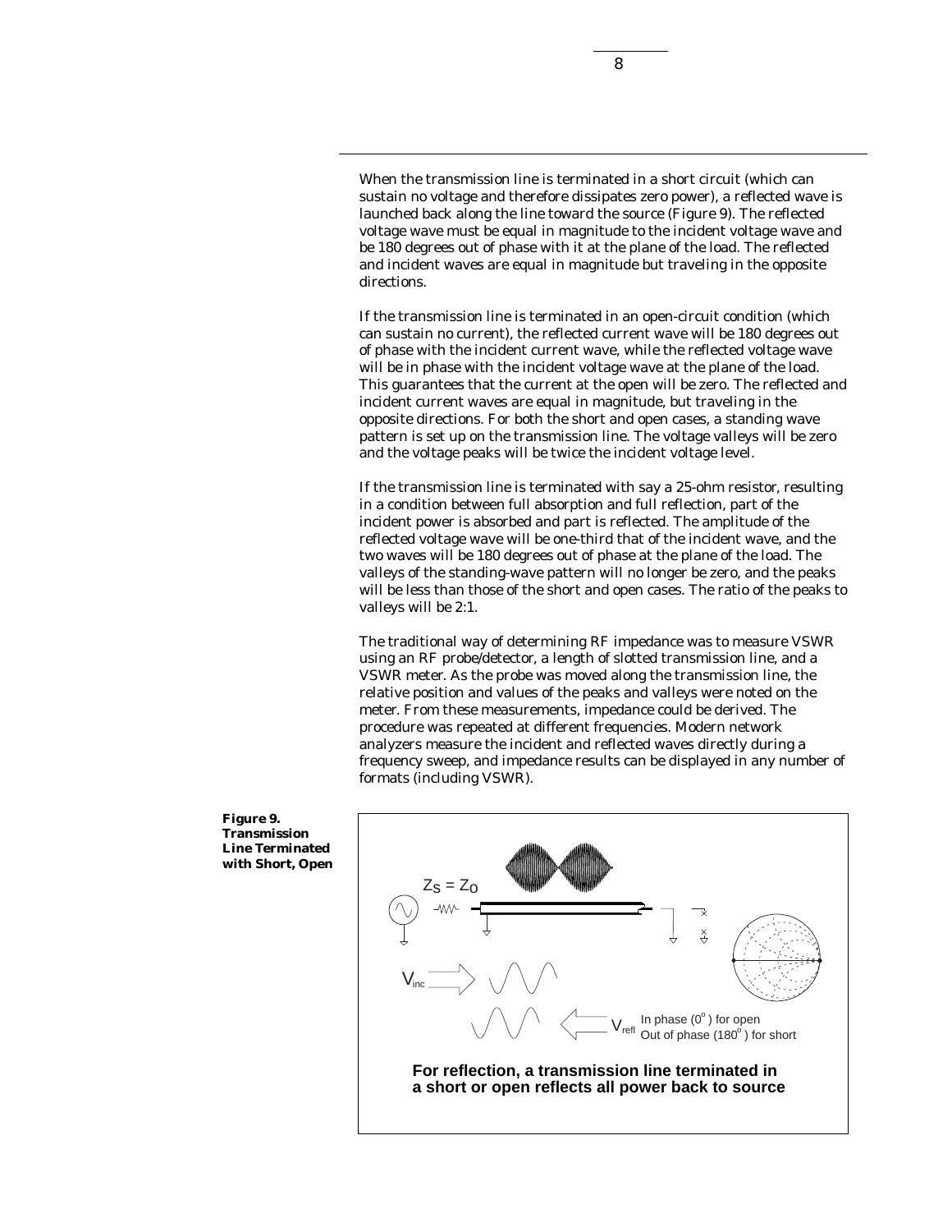When the transmission line is terminated in a short circuit (which can sustain no voltage and therefore dissipates zero power), a reflected wave is launched back along the line toward the source (Figure 9). The reflected voltage wave must be equal in magnitude to the incident voltage wave and be 180 degrees out of phase with it at the plane of the load. The reflected and incident waves are equal in magnitude but traveling in the opposite directions.

If the transmission line is terminated in an open-circuit condition (which can sustain no current), the reflected current wave will be 180 degrees out of phase with the incident current wave, while the reflected voltage wave will be in phase with the incident voltage wave at the plane of the load. This guarantees that the current at the open will be zero. The reflected and incident current waves are equal in magnitude, but traveling in the opposite directions. For both the short and open cases, a standing wave pattern is set up on the transmission line. The voltage valleys will be zero and the voltage peaks will be twice the incident voltage level.

If the transmission line is terminated with say a 25-ohm resistor, resulting in a condition between full absorption and full reflection, part of the incident power is absorbed and part is reflected. The amplitude of the reflected voltage wave will be one-third that of the incident wave, and the two waves will be 180 degrees out of phase at the plane of the load. The valleys of the standing-wave pattern will no longer be zero, and the peaks will be less than those of the short and open cases. The ratio of the peaks to valleys will be 2:1.

The traditional way of determining RF impedance was to measure VSWR using an RF probe/detector, a length of slotted transmission line, and a VSWR meter. As the probe was moved along the transmission line, the relative position and values of the peaks and valleys were noted on the meter. From these measurements, impedance could be derived. The procedure was repeated at different frequencies. Modern network analyzers measure the incident and reflected waves directly during a frequency sweep, and impedance results can be displayed in any number of formats (including VSWR).

**Figure 9. Transmission Line Terminated with Short, Open**

$Z_S = Z_O$

$V_{inc}$

$V_{refl}$ In phase ($0^o$) for open Out of phase ($180^o$) for short

**For reflection, a transmission line terminated in a short or open reflects all power back to source**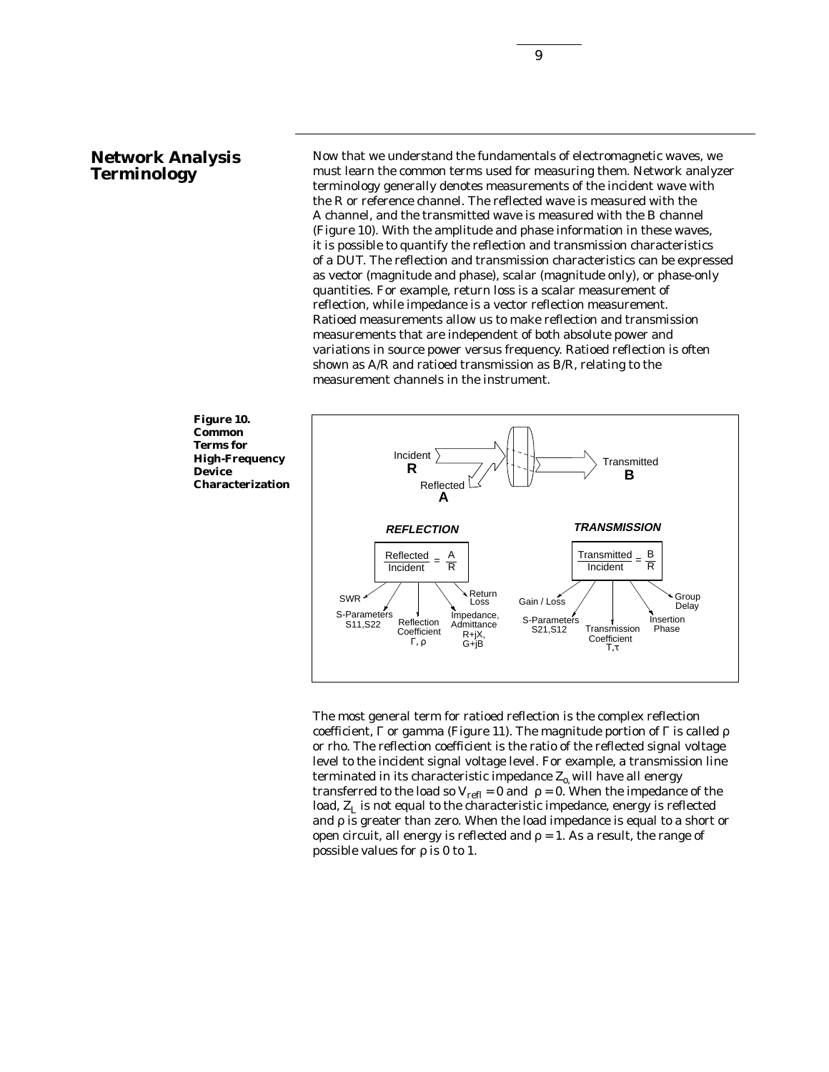## Network Analysis Terminology

Now that we understand the fundamentals of electromagnetic waves, we must learn the common terms used for measuring them. Network analyzer terminology generally denotes measurements of the incident wave with the R or reference channel. The reflected wave is measured with the A channel, and the transmitted wave is measured with the B channel (Figure 10). With the amplitude and phase information in these waves, it is possible to quantify the reflection and transmission characteristics of a DUT. The reflection and transmission characteristics can be expressed as vector (magnitude and phase), scalar (magnitude only), or phase-only quantities. For example, return loss is a scalar measurement of reflection, while impedance is a vector reflection measurement. Ratioed measurements allow us to make reflection and transmission measurements that are independent of both absolute power and variations in source power versus frequency. Ratioed reflection is often shown as A/R and ratioed transmission as B/R, relating to the measurement channels in the instrument.

**Figure 10. Common Terms for High-Frequency Device Characterization**

The most general term for ratioed reflection is the complex reflection coefficient, Γ or gamma (Figure 11). The magnitude portion of Γ is called ρ or rho. The reflection coefficient is the ratio of the reflected signal voltage level to the incident signal voltage level. For example, a transmission line terminated in its characteristic impedance $Z_o$ will have all energy transferred to the load so $V_{refl} = 0$ and $\rho = 0$. When the impedance of the load, $Z_L$ is not equal to the characteristic impedance, energy is reflected and ρ is greater than zero. When the load impedance is equal to a short or open circuit, all energy is reflected and $\rho = 1$. As a result, the range of possible values for ρ is 0 to 1.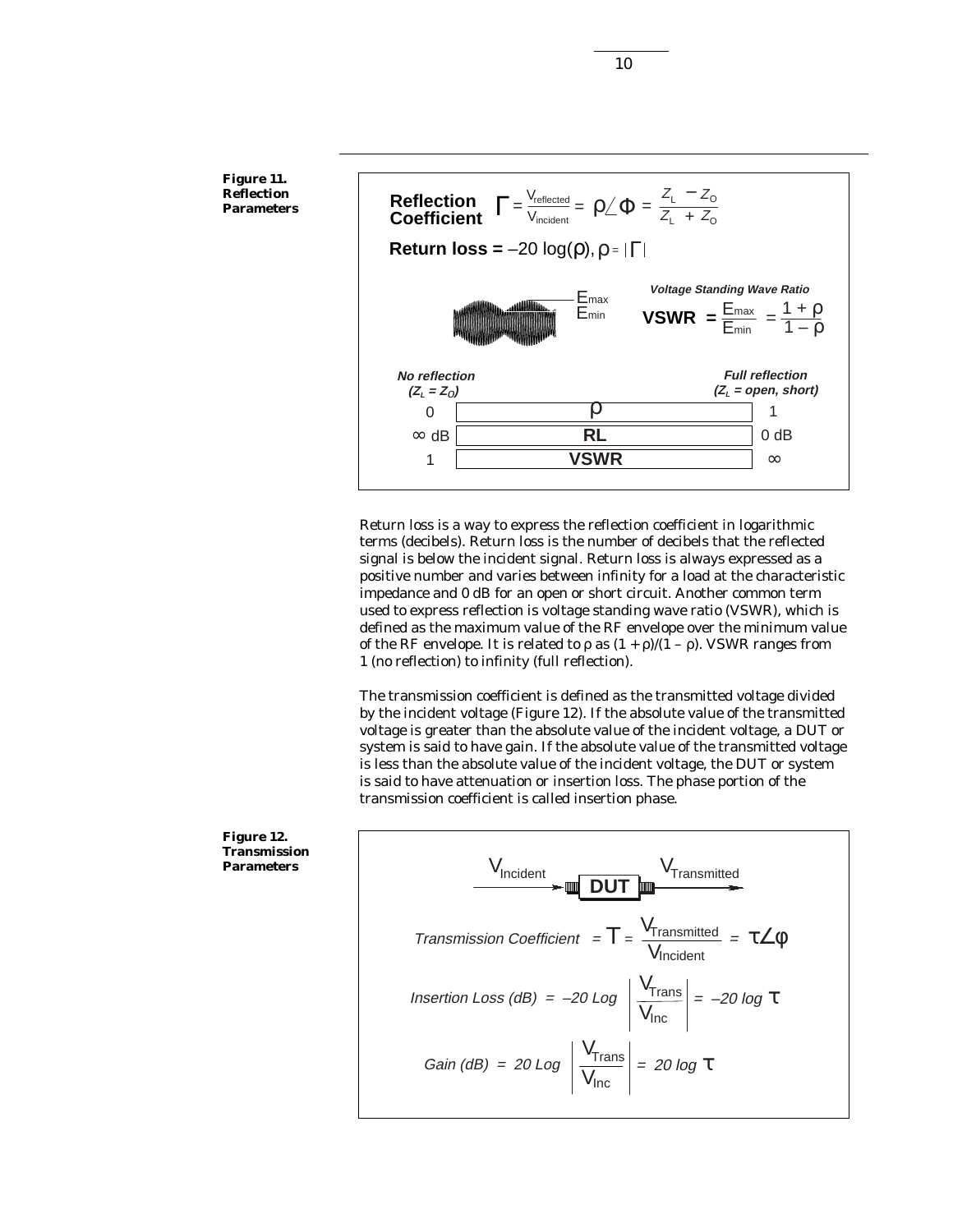**Figure 11. Reflection Parameters**

**Reflection Coefficient** $\Gamma = \frac{V_{reflected}}{V_{incident}} = \rho \angle \Phi = \frac{Z_L - Z_O}{Z_L + Z_O}$

**Return loss =** $-20 \log(\rho)$, $\rho = |\Gamma|$

$E_{max}$

$E_{min}$

***Voltage Standing Wave Ratio***

**VSWR** $= \frac{E_{max}}{E_{min}} = \frac{1 + \rho}{1 - \rho}$

| ***No reflection*** ***($Z_L = Z_O$)*** | | ***Full reflection*** ***($Z_L$ = open, short)*** |
|---|---|---|
| 0 | $\rho$ | 1 |
| $\infty$ dB | **RL** | 0 dB |
| 1 | **VSWR** | $\infty$ |

Return loss is a way to express the reflection coefficient in logarithmic terms (decibels). Return loss is the number of decibels that the reflected signal is below the incident signal. Return loss is always expressed as a positive number and varies between infinity for a load at the characteristic impedance and 0 dB for an open or short circuit. Another common term used to express reflection is voltage standing wave ratio (VSWR), which is defined as the maximum value of the RF envelope over the minimum value of the RF envelope. It is related to $\rho$ as $(1 + \rho)/(1 - \rho)$. VSWR ranges from 1 (no reflection) to infinity (full reflection).

The transmission coefficient is defined as the transmitted voltage divided by the incident voltage (Figure 12). If the absolute value of the transmitted voltage is greater than the absolute value of the incident voltage, a DUT or system is said to have gain. If the absolute value of the transmitted voltage is less than the absolute value of the incident voltage, the DUT or system is said to have attenuation or insertion loss. The phase portion of the transmission coefficient is called insertion phase.

**Figure 12. Transmission Parameters**

$V_{Incident}$ → **DUT** → $V_{Transmitted}$

*Transmission Coefficient* $= T = \frac{V_{Transmitted}}{V_{Incident}} = \tau \angle \phi$

*Insertion Loss (dB)* $= -20 \text{ Log} \left| \frac{V_{Trans}}{V_{Inc}} \right| = -20 \log \tau$

*Gain (dB)* $= 20 \text{ Log} \left| \frac{V_{Trans}}{V_{Inc}} \right| = 20 \log \tau$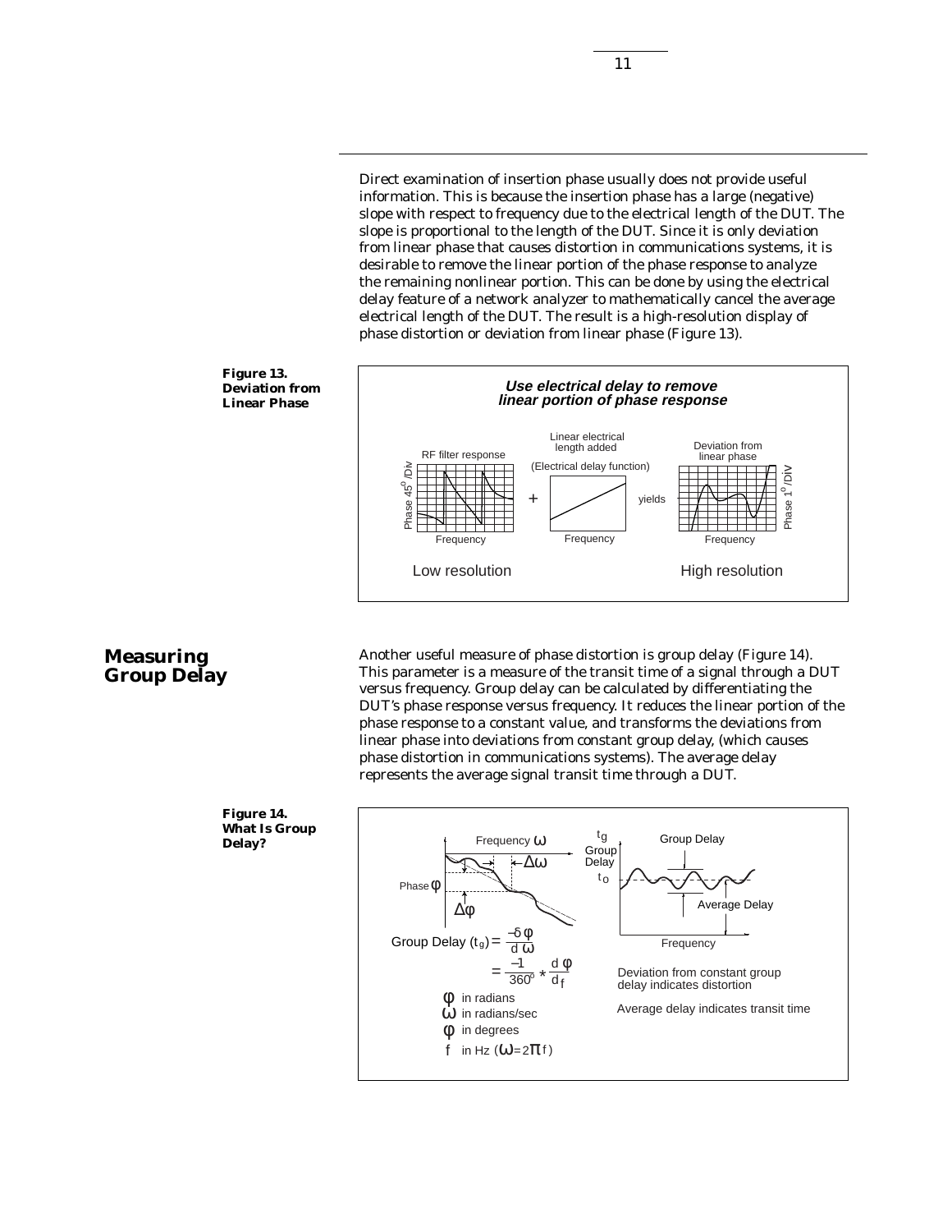Direct examination of insertion phase usually does not provide useful information. This is because the insertion phase has a large (negative) slope with respect to frequency due to the electrical length of the DUT. The slope is proportional to the length of the DUT. Since it is only deviation from linear phase that causes distortion in communications systems, it is desirable to remove the linear portion of the phase response to analyze the remaining nonlinear portion. This can be done by using the electrical delay feature of a network analyzer to mathematically cancel the average electrical length of the DUT. The result is a high-resolution display of phase distortion or deviation from linear phase (Figure 13).

**Figure 13. Deviation from Linear Phase**

***Use electrical delay to remove linear portion of phase response***

RF filter response (Phase 45°/Div vs. Frequency) + Linear electrical length added (Electrical delay function) yields Deviation from linear phase (Phase 1°/DIV vs. Frequency)

Low resolution — High resolution

## Measuring Group Delay

Another useful measure of phase distortion is group delay (Figure 14). This parameter is a measure of the transit time of a signal through a DUT versus frequency. Group delay can be calculated by differentiating the DUT's phase response versus frequency. It reduces the linear portion of the phase response to a constant value, and transforms the deviations from linear phase into deviations from constant group delay, (which causes phase distortion in communications systems). The average delay represents the average signal transit time through a DUT.

**Figure 14. What Is Group Delay?**

Frequency $\omega$, $\Delta\omega$, Phase $\phi$, $\Delta\phi$

$$\text{Group Delay } (t_g) = \frac{-d\phi}{d\omega} = \frac{-1}{360^\circ} * \frac{d\phi}{df}$$

$\phi$ in radians
$\omega$ in radians/sec
$\phi$ in degrees
$f$ in Hz ($\omega = 2\pi f$)

$t_g$ Group Delay, $t_o$, Group Delay, Average Delay, Frequency

Deviation from constant group delay indicates distortion

Average delay indicates transit time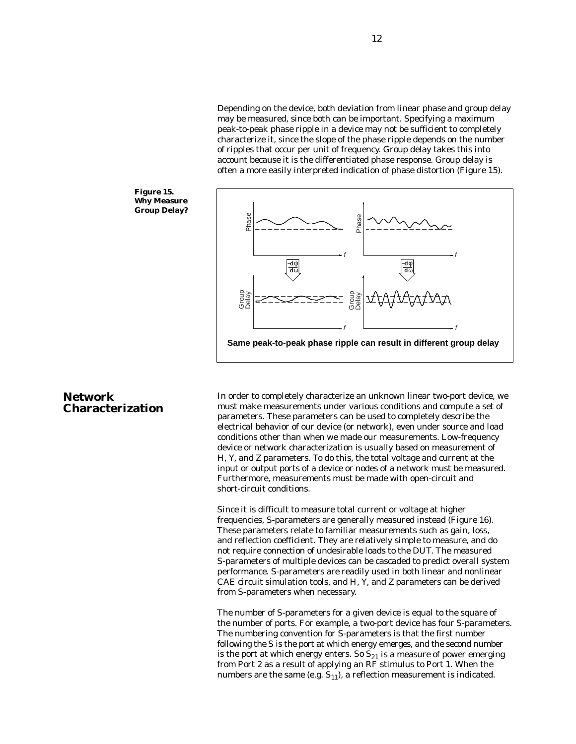Depending on the device, both deviation from linear phase and group delay may be measured, since both can be important. Specifying a maximum peak-to-peak phase ripple in a device may not be sufficient to completely characterize it, since the slope of the phase ripple depends on the number of ripples that occur per unit of frequency. Group delay takes this into account because it is the differentiated phase response. Group delay is often a more easily interpreted indication of phase distortion (Figure 15).

**Figure 15. Why Measure Group Delay?**

Same peak-to-peak phase ripple can result in different group delay

## Network Characterization

In order to completely characterize an unknown linear two-port device, we must make measurements under various conditions and compute a set of parameters. These parameters can be used to completely describe the electrical behavior of our device (or network), even under source and load conditions other than when we made our measurements. Low-frequency device or network characterization is usually based on measurement of H, Y, and Z parameters. To do this, the total voltage and current at the input or output ports of a device or nodes of a network must be measured. Furthermore, measurements must be made with open-circuit and short-circuit conditions.

Since it is difficult to measure total current or voltage at higher frequencies, S-parameters are generally measured instead (Figure 16). These parameters relate to familiar measurements such as gain, loss, and reflection coefficient. They are relatively simple to measure, and do not require connection of undesirable loads to the DUT. The measured S-parameters of multiple devices can be cascaded to predict overall system performance. S-parameters are readily used in both linear and nonlinear CAE circuit simulation tools, and H, Y, and Z parameters can be derived from S-parameters when necessary.

The number of S-parameters for a given device is equal to the square of the number of ports. For example, a two-port device has four S-parameters. The numbering convention for S-parameters is that the first number following the S is the port at which energy emerges, and the second number is the port at which energy enters. So $S_{21}$ is a measure of power emerging from Port 2 as a result of applying an RF stimulus to Port 1. When the numbers are the same (e.g. $S_{11}$), a reflection measurement is indicated.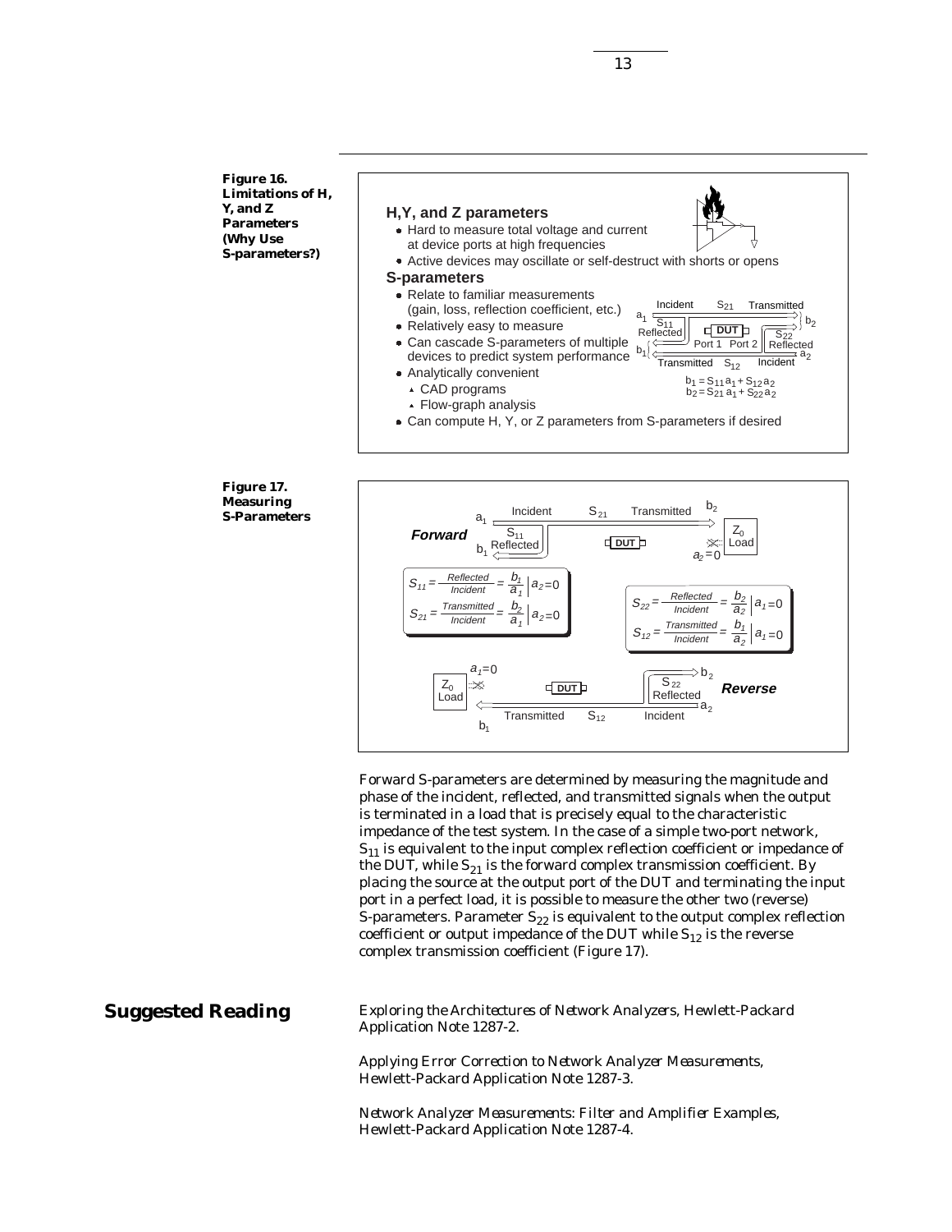**Figure 16. Limitations of H, Y, and Z Parameters (Why Use S-parameters?)**

**H,Y, and Z parameters**

- Hard to measure total voltage and current at device ports at high frequencies
- Active devices may oscillate or self-destruct with shorts or opens

**S-parameters**

- Relate to familiar measurements (gain, loss, reflection coefficient, etc.)
- Relatively easy to measure
- Can cascade S-parameters of multiple devices to predict system performance
- Analytically convenient
  - CAD programs
  - Flow-graph analysis
- Can compute H, Y, or Z parameters from S-parameters if desired

$$b_1 = S_{11} a_1 + S_{12} a_2$$
$$b_2 = S_{21} a_1 + S_{22} a_2$$

**Figure 17. Measuring S-Parameters**

**Forward**

$$S_{11} = \frac{Reflected}{Incident} = \frac{b_1}{a_1}\bigg|_{a_2=0} \qquad S_{21} = \frac{Transmitted}{Incident} = \frac{b_2}{a_1}\bigg|_{a_2=0}$$

**Reverse**

$$S_{22} = \frac{Reflected}{Incident} = \frac{b_2}{a_2}\bigg|_{a_1=0} \qquad S_{12} = \frac{Transmitted}{Incident} = \frac{b_1}{a_2}\bigg|_{a_1=0}$$

Forward S-parameters are determined by measuring the magnitude and phase of the incident, reflected, and transmitted signals when the output is terminated in a load that is precisely equal to the characteristic impedance of the test system. In the case of a simple two-port network, $S_{11}$ is equivalent to the input complex reflection coefficient or impedance of the DUT, while $S_{21}$ is the forward complex transmission coefficient. By placing the source at the output port of the DUT and terminating the input port in a perfect load, it is possible to measure the other two (reverse) S-parameters. Parameter $S_{22}$ is equivalent to the output complex reflection coefficient or output impedance of the DUT while $S_{12}$ is the reverse complex transmission coefficient (Figure 17).

## Suggested Reading

*Exploring the Architectures of Network Analyzers*, Hewlett-Packard Application Note 1287-2.

*Applying Error Correction to Network Analyzer Measurements*, Hewlett-Packard Application Note 1287-3.

*Network Analyzer Measurements: Filter and Amplifier Examples*, Hewlett-Packard Application Note 1287-4.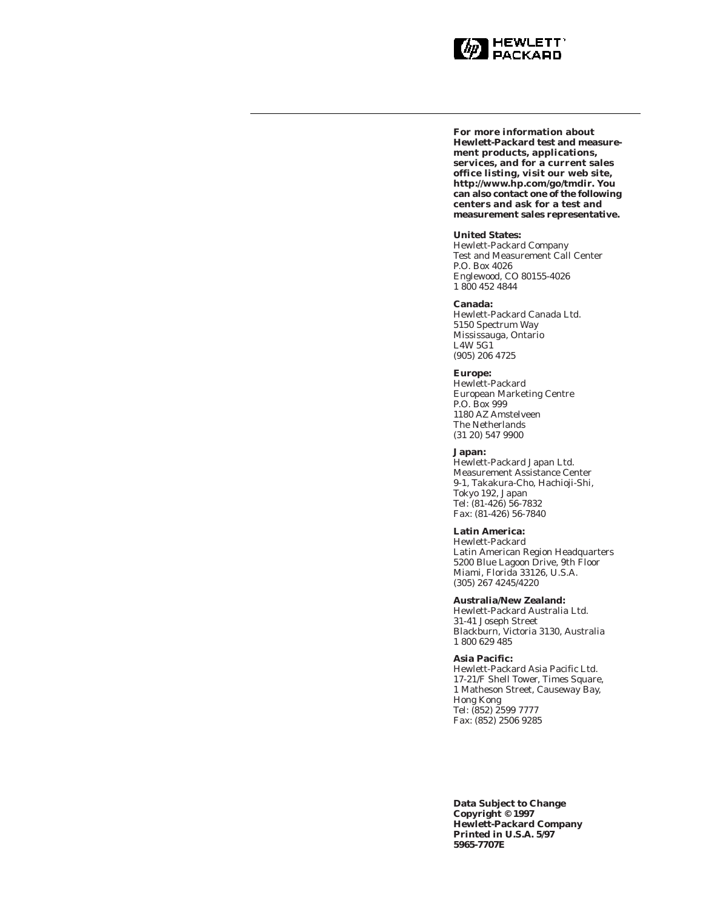HEWLETT PACKARD

**For more information about Hewlett-Packard test and measurement products, applications, services, and for a current sales office listing, visit our web site, http://www.hp.com/go/tmdir. You can also contact one of the following centers and ask for a test and measurement sales representative.**

**United States:**
Hewlett-Packard Company
Test and Measurement Call Center
P.O. Box 4026
Englewood, CO 80155-4026
1 800 452 4844

**Canada:**
Hewlett-Packard Canada Ltd.
5150 Spectrum Way
Mississauga, Ontario
L4W 5G1
(905) 206 4725

**Europe:**
Hewlett-Packard
European Marketing Centre
P.O. Box 999
1180 AZ Amstelveen
The Netherlands
(31 20) 547 9900

**Japan:**
Hewlett-Packard Japan Ltd.
Measurement Assistance Center
9-1, Takakura-Cho, Hachioji-Shi,
Tokyo 192, Japan
Tel: (81-426) 56-7832
Fax: (81-426) 56-7840

**Latin America:**
Hewlett-Packard
Latin American Region Headquarters
5200 Blue Lagoon Drive, 9th Floor
Miami, Florida 33126, U.S.A.
(305) 267 4245/4220

**Australia/New Zealand:**
Hewlett-Packard Australia Ltd.
31-41 Joseph Street
Blackburn, Victoria 3130, Australia
1 800 629 485

**Asia Pacific:**
Hewlett-Packard Asia Pacific Ltd.
17-21/F Shell Tower, Times Square,
1 Matheson Street, Causeway Bay,
Hong Kong
Tel: (852) 2599 7777
Fax: (852) 2506 9285

**Data Subject to Change**
**Copyright © 1997**
**Hewlett-Packard Company**
**Printed in U.S.A. 5/97**
**5965-7707E**